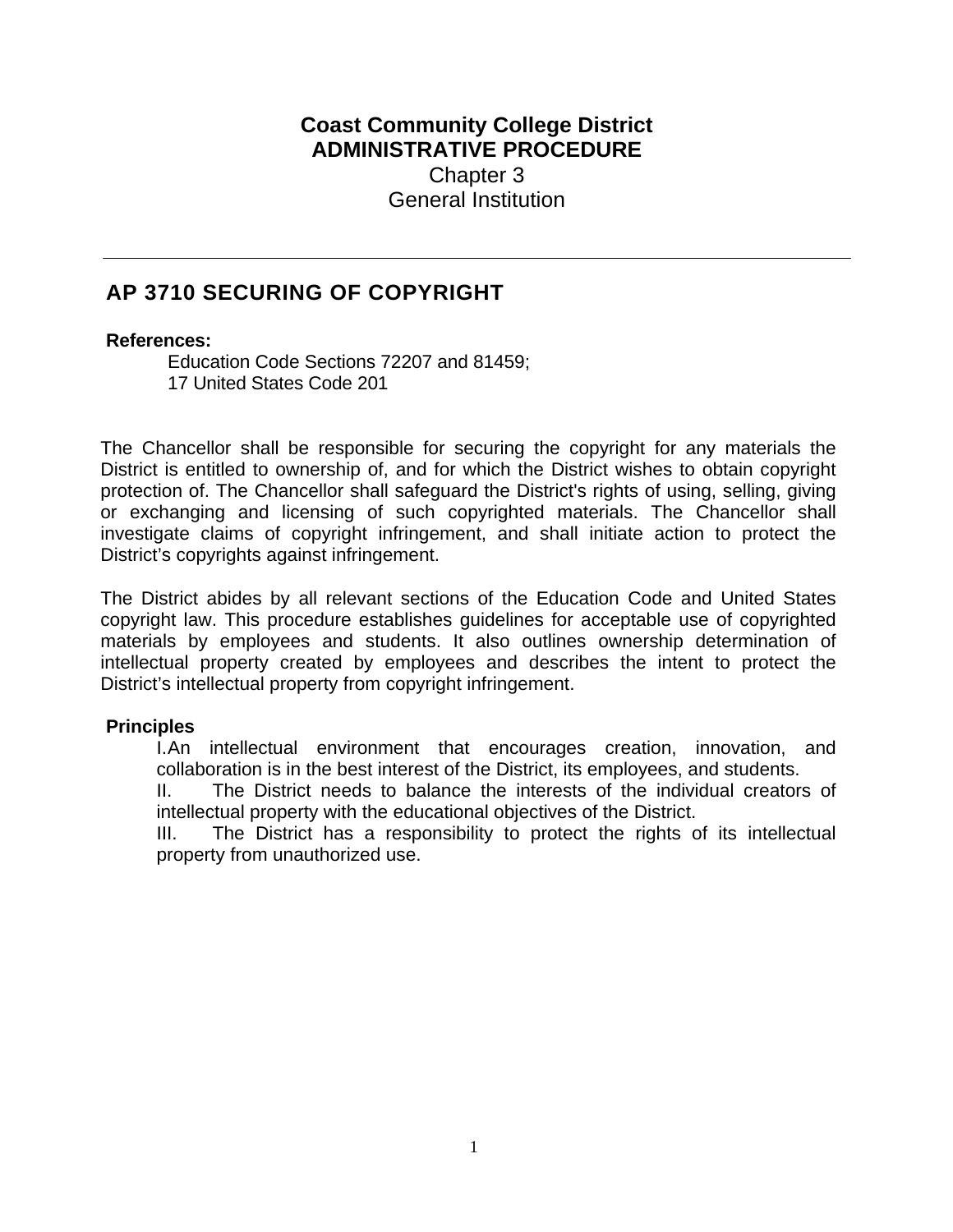**Coast Community College District**
**ADMINISTRATIVE PROCEDURE**
Chapter 3
General Institution

---

# AP 3710 SECURING OF COPYRIGHT

**References:**

Education Code Sections 72207 and 81459;
17 United States Code 201

The Chancellor shall be responsible for securing the copyright for any materials the District is entitled to ownership of, and for which the District wishes to obtain copyright protection of. The Chancellor shall safeguard the District's rights of using, selling, giving or exchanging and licensing of such copyrighted materials. The Chancellor shall investigate claims of copyright infringement, and shall initiate action to protect the District's copyrights against infringement.

The District abides by all relevant sections of the Education Code and United States copyright law. This procedure establishes guidelines for acceptable use of copyrighted materials by employees and students. It also outlines ownership determination of intellectual property created by employees and describes the intent to protect the District's intellectual property from copyright infringement.

**Principles**

I. An intellectual environment that encourages creation, innovation, and collaboration is in the best interest of the District, its employees, and students.

II. The District needs to balance the interests of the individual creators of intellectual property with the educational objectives of the District.

III. The District has a responsibility to protect the rights of its intellectual property from unauthorized use.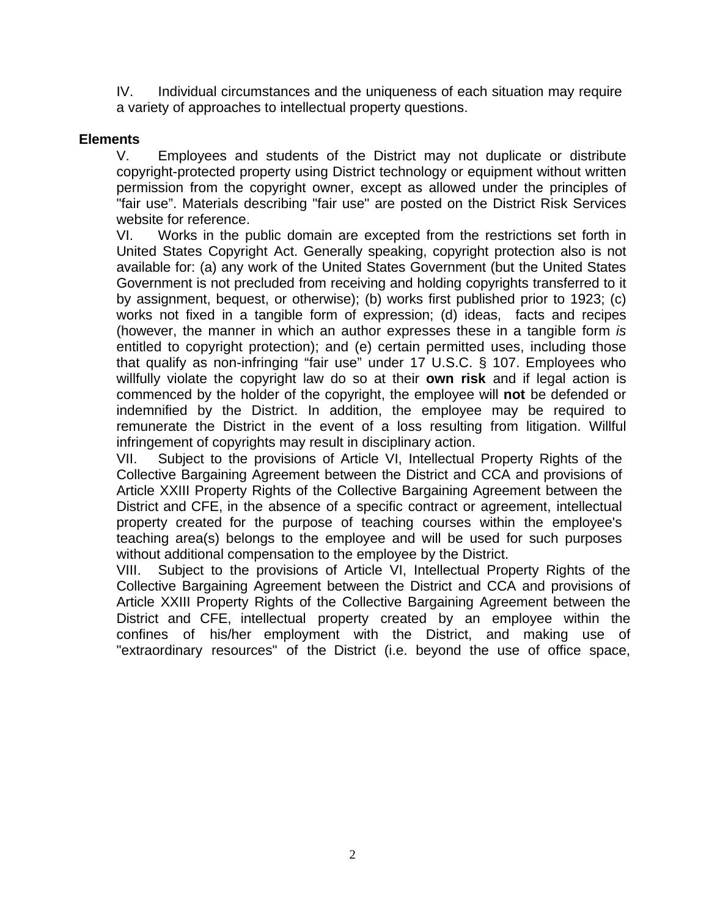IV. Individual circumstances and the uniqueness of each situation may require a variety of approaches to intellectual property questions.

**Elements**

V. Employees and students of the District may not duplicate or distribute copyright-protected property using District technology or equipment without written permission from the copyright owner, except as allowed under the principles of "fair use”. Materials describing "fair use" are posted on the District Risk Services website for reference.

VI. Works in the public domain are excepted from the restrictions set forth in United States Copyright Act. Generally speaking, copyright protection also is not available for: (a) any work of the United States Government (but the United States Government is not precluded from receiving and holding copyrights transferred to it by assignment, bequest, or otherwise); (b) works first published prior to 1923; (c) works not fixed in a tangible form of expression; (d) ideas, facts and recipes (however, the manner in which an author expresses these in a tangible form *is* entitled to copyright protection); and (e) certain permitted uses, including those that qualify as non-infringing “fair use” under 17 U.S.C. § 107. Employees who willfully violate the copyright law do so at their **own risk** and if legal action is commenced by the holder of the copyright, the employee will **not** be defended or indemnified by the District. In addition, the employee may be required to remunerate the District in the event of a loss resulting from litigation. Willful infringement of copyrights may result in disciplinary action.

VII. Subject to the provisions of Article VI, Intellectual Property Rights of the Collective Bargaining Agreement between the District and CCA and provisions of Article XXIII Property Rights of the Collective Bargaining Agreement between the District and CFE, in the absence of a specific contract or agreement, intellectual property created for the purpose of teaching courses within the employee's teaching area(s) belongs to the employee and will be used for such purposes without additional compensation to the employee by the District.

VIII. Subject to the provisions of Article VI, Intellectual Property Rights of the Collective Bargaining Agreement between the District and CCA and provisions of Article XXIII Property Rights of the Collective Bargaining Agreement between the District and CFE, intellectual property created by an employee within the confines of his/her employment with the District, and making use of "extraordinary resources" of the District (i.e. beyond the use of office space,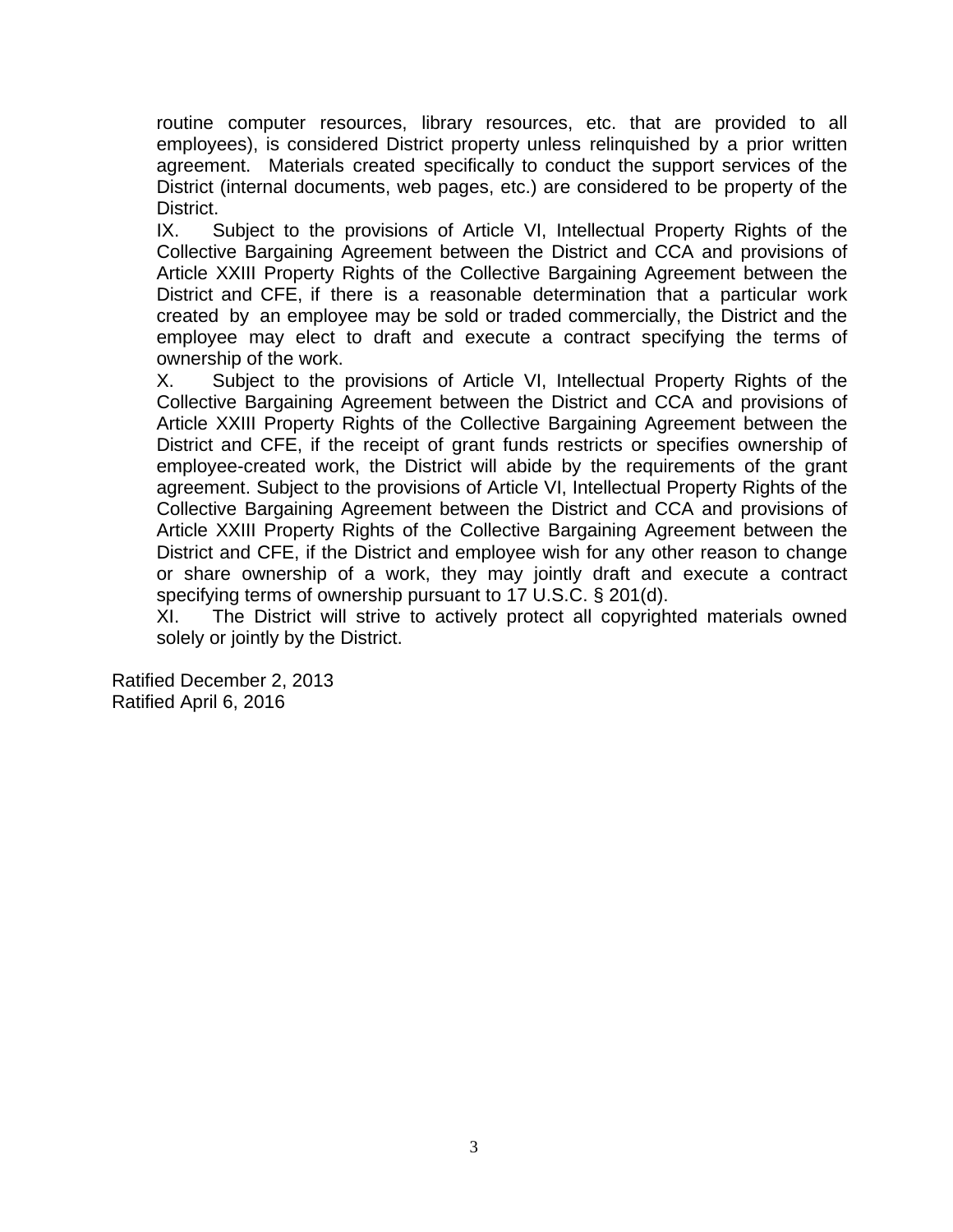routine computer resources, library resources, etc. that are provided to all employees), is considered District property unless relinquished by a prior written agreement. Materials created specifically to conduct the support services of the District (internal documents, web pages, etc.) are considered to be property of the District.

IX. Subject to the provisions of Article VI, Intellectual Property Rights of the Collective Bargaining Agreement between the District and CCA and provisions of Article XXIII Property Rights of the Collective Bargaining Agreement between the District and CFE, if there is a reasonable determination that a particular work created by an employee may be sold or traded commercially, the District and the employee may elect to draft and execute a contract specifying the terms of ownership of the work.

X. Subject to the provisions of Article VI, Intellectual Property Rights of the Collective Bargaining Agreement between the District and CCA and provisions of Article XXIII Property Rights of the Collective Bargaining Agreement between the District and CFE, if the receipt of grant funds restricts or specifies ownership of employee-created work, the District will abide by the requirements of the grant agreement. Subject to the provisions of Article VI, Intellectual Property Rights of the Collective Bargaining Agreement between the District and CCA and provisions of Article XXIII Property Rights of the Collective Bargaining Agreement between the District and CFE, if the District and employee wish for any other reason to change or share ownership of a work, they may jointly draft and execute a contract specifying terms of ownership pursuant to 17 U.S.C. § 201(d).

XI. The District will strive to actively protect all copyrighted materials owned solely or jointly by the District.

Ratified December 2, 2013
Ratified April 6, 2016